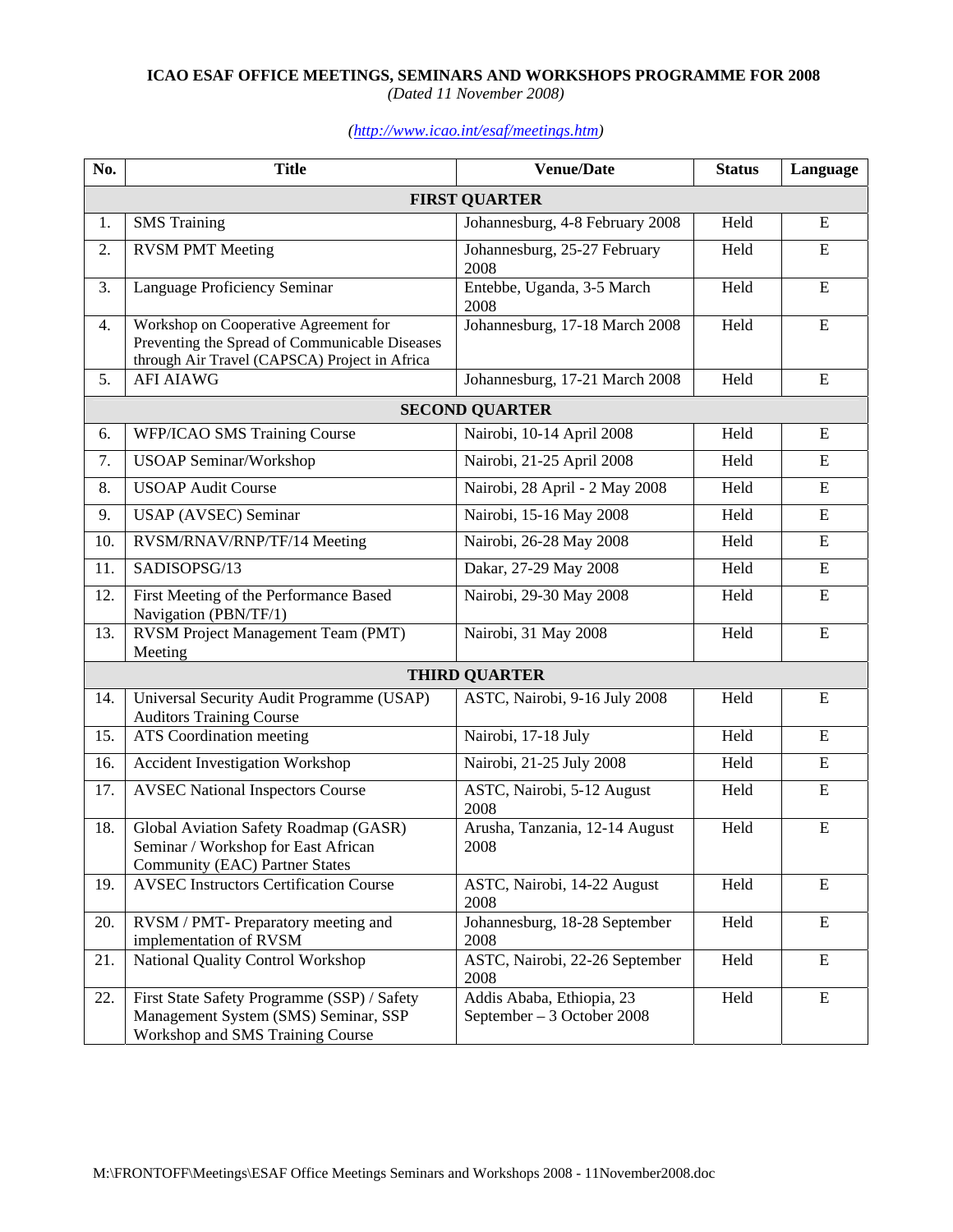**ICAO ESAF OFFICE MEETINGS, SEMINARS AND WORKSHOPS PROGRAMME FOR 2008**

*(Dated 11 November 2008)*

*(http://www.icao.int/esaf/meetings.htm)*

| No. | Title | Venue/Date | Status | Language |
|---|---|---|---|---|
| **FIRST QUARTER** | | | | |
| 1. | SMS Training | Johannesburg, 4-8 February 2008 | Held | E |
| 2. | RVSM PMT Meeting | Johannesburg, 25-27 February 2008 | Held | E |
| 3. | Language Proficiency Seminar | Entebbe, Uganda, 3-5 March 2008 | Held | E |
| 4. | Workshop on Cooperative Agreement for Preventing the Spread of Communicable Diseases through Air Travel (CAPSCA) Project in Africa | Johannesburg, 17-18 March 2008 | Held | E |
| 5. | AFI AIAWG | Johannesburg, 17-21 March 2008 | Held | E |
| **SECOND QUARTER** | | | | |
| 6. | WFP/ICAO SMS Training Course | Nairobi, 10-14 April 2008 | Held | E |
| 7. | USOAP Seminar/Workshop | Nairobi, 21-25 April 2008 | Held | E |
| 8. | USOAP Audit Course | Nairobi, 28 April - 2 May 2008 | Held | E |
| 9. | USAP (AVSEC) Seminar | Nairobi, 15-16 May 2008 | Held | E |
| 10. | RVSM/RNAV/RNP/TF/14 Meeting | Nairobi, 26-28 May 2008 | Held | E |
| 11. | SADISOPSG/13 | Dakar, 27-29 May 2008 | Held | E |
| 12. | First Meeting of the Performance Based Navigation (PBN/TF/1) | Nairobi, 29-30 May 2008 | Held | E |
| 13. | RVSM Project Management Team (PMT) Meeting | Nairobi, 31 May 2008 | Held | E |
| **THIRD QUARTER** | | | | |
| 14. | Universal Security Audit Programme (USAP) Auditors Training Course | ASTC, Nairobi, 9-16 July 2008 | Held | E |
| 15. | ATS Coordination meeting | Nairobi, 17-18 July | Held | E |
| 16. | Accident Investigation Workshop | Nairobi, 21-25 July 2008 | Held | E |
| 17. | AVSEC National Inspectors Course | ASTC, Nairobi, 5-12 August 2008 | Held | E |
| 18. | Global Aviation Safety Roadmap (GASR) Seminar / Workshop for East African Community (EAC) Partner States | Arusha, Tanzania, 12-14 August 2008 | Held | E |
| 19. | AVSEC Instructors Certification Course | ASTC, Nairobi, 14-22 August 2008 | Held | E |
| 20. | RVSM / PMT- Preparatory meeting and implementation of RVSM | Johannesburg, 18-28 September 2008 | Held | E |
| 21. | National Quality Control Workshop | ASTC, Nairobi, 22-26 September 2008 | Held | E |
| 22. | First State Safety Programme (SSP) / Safety Management System (SMS) Seminar, SSP Workshop and SMS Training Course | Addis Ababa, Ethiopia, 23 September – 3 October 2008 | Held | E |

M:\FRONTOFF\Meetings\ESAF Office Meetings Seminars and Workshops 2008 - 11November2008.doc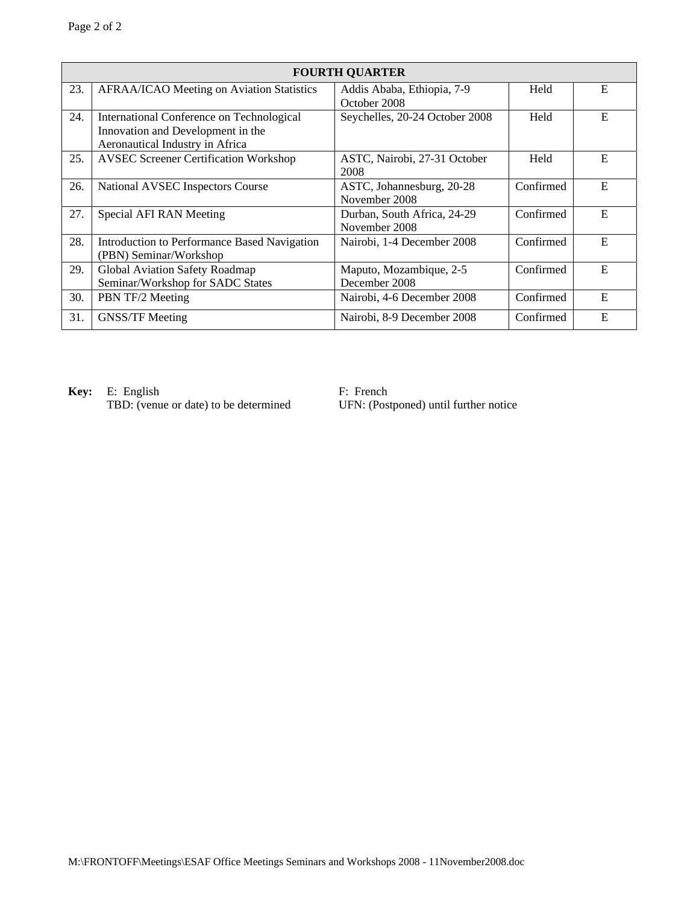| FOURTH QUARTER | | | | |
|---|---|---|---|---|
| 23. | AFRAA/ICAO Meeting on Aviation Statistics | Addis Ababa, Ethiopia, 7-9 October 2008 | Held | E |
| 24. | International Conference on Technological Innovation and Development in the Aeronautical Industry in Africa | Seychelles, 20-24 October 2008 | Held | E |
| 25. | AVSEC Screener Certification Workshop | ASTC, Nairobi, 27-31 October 2008 | Held | E |
| 26. | National AVSEC Inspectors Course | ASTC, Johannesburg, 20-28 November 2008 | Confirmed | E |
| 27. | Special AFI RAN Meeting | Durban, South Africa, 24-29 November 2008 | Confirmed | E |
| 28. | Introduction to Performance Based Navigation (PBN) Seminar/Workshop | Nairobi, 1-4 December 2008 | Confirmed | E |
| 29. | Global Aviation Safety Roadmap Seminar/Workshop for SADC States | Maputo, Mozambique, 2-5 December 2008 | Confirmed | E |
| 30. | PBN TF/2 Meeting | Nairobi, 4-6 December 2008 | Confirmed | E |
| 31. | GNSS/TF Meeting | Nairobi, 8-9 December 2008 | Confirmed | E |

**Key:** E: English — F: French
TBD: (venue or date) to be determined — UFN: (Postponed) until further notice

M:\FRONTOFF\Meetings\ESAF Office Meetings Seminars and Workshops 2008 - 11November2008.doc